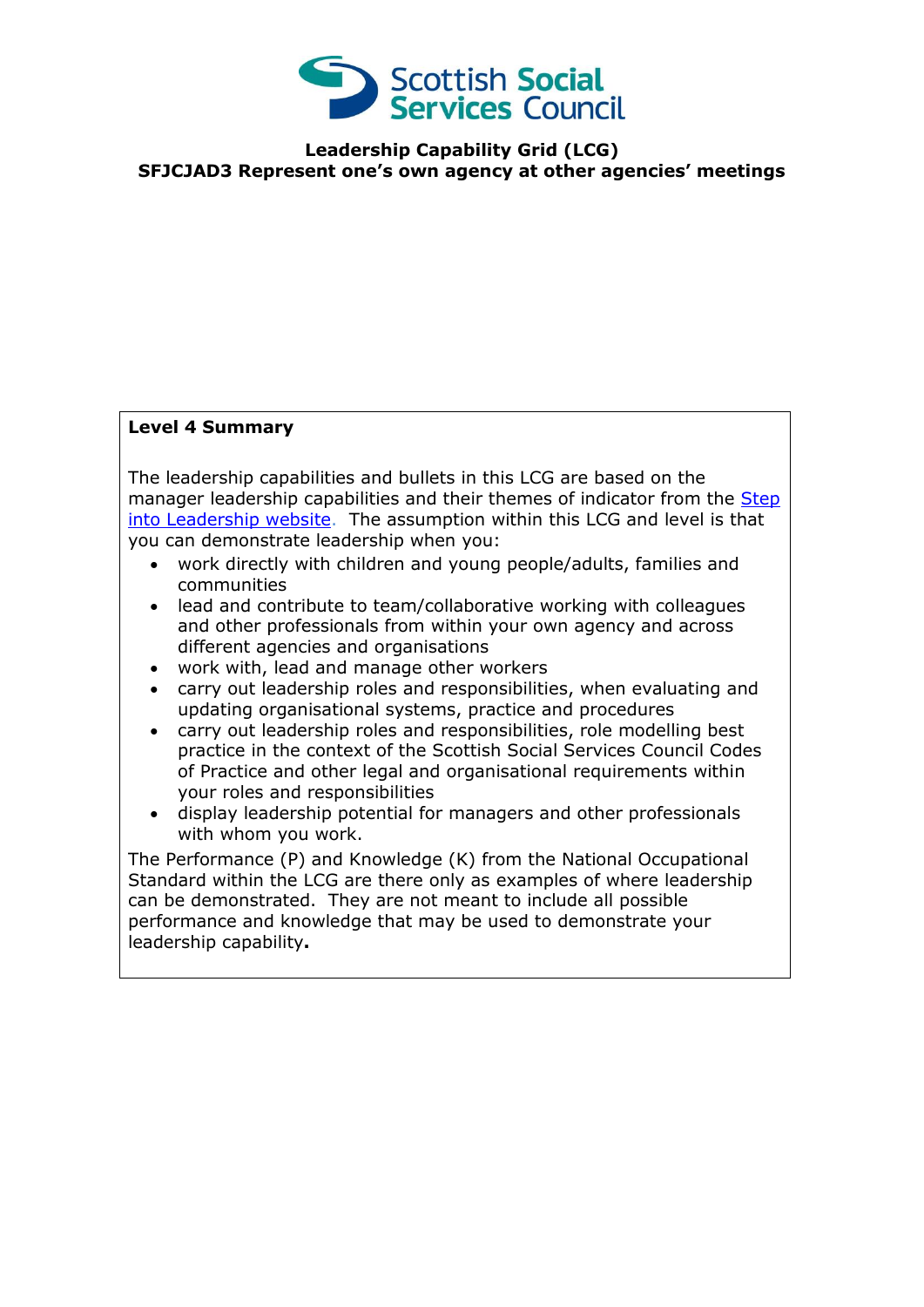Scottish Social Services Council

**Leadership Capability Grid (LCG)**
**SFJCJAD3 Represent one's own agency at other agencies' meetings**

**Level 4 Summary**

The leadership capabilities and bullets in this LCG are based on the manager leadership capabilities and their themes of indicator from the [Step into Leadership website](). The assumption within this LCG and level is that you can demonstrate leadership when you:

- work directly with children and young people/adults, families and communities
- lead and contribute to team/collaborative working with colleagues and other professionals from within your own agency and across different agencies and organisations
- work with, lead and manage other workers
- carry out leadership roles and responsibilities, when evaluating and updating organisational systems, practice and procedures
- carry out leadership roles and responsibilities, role modelling best practice in the context of the Scottish Social Services Council Codes of Practice and other legal and organisational requirements within your roles and responsibilities
- display leadership potential for managers and other professionals with whom you work.

The Performance (P) and Knowledge (K) from the National Occupational Standard within the LCG are there only as examples of where leadership can be demonstrated. They are not meant to include all possible performance and knowledge that may be used to demonstrate your leadership capability**.**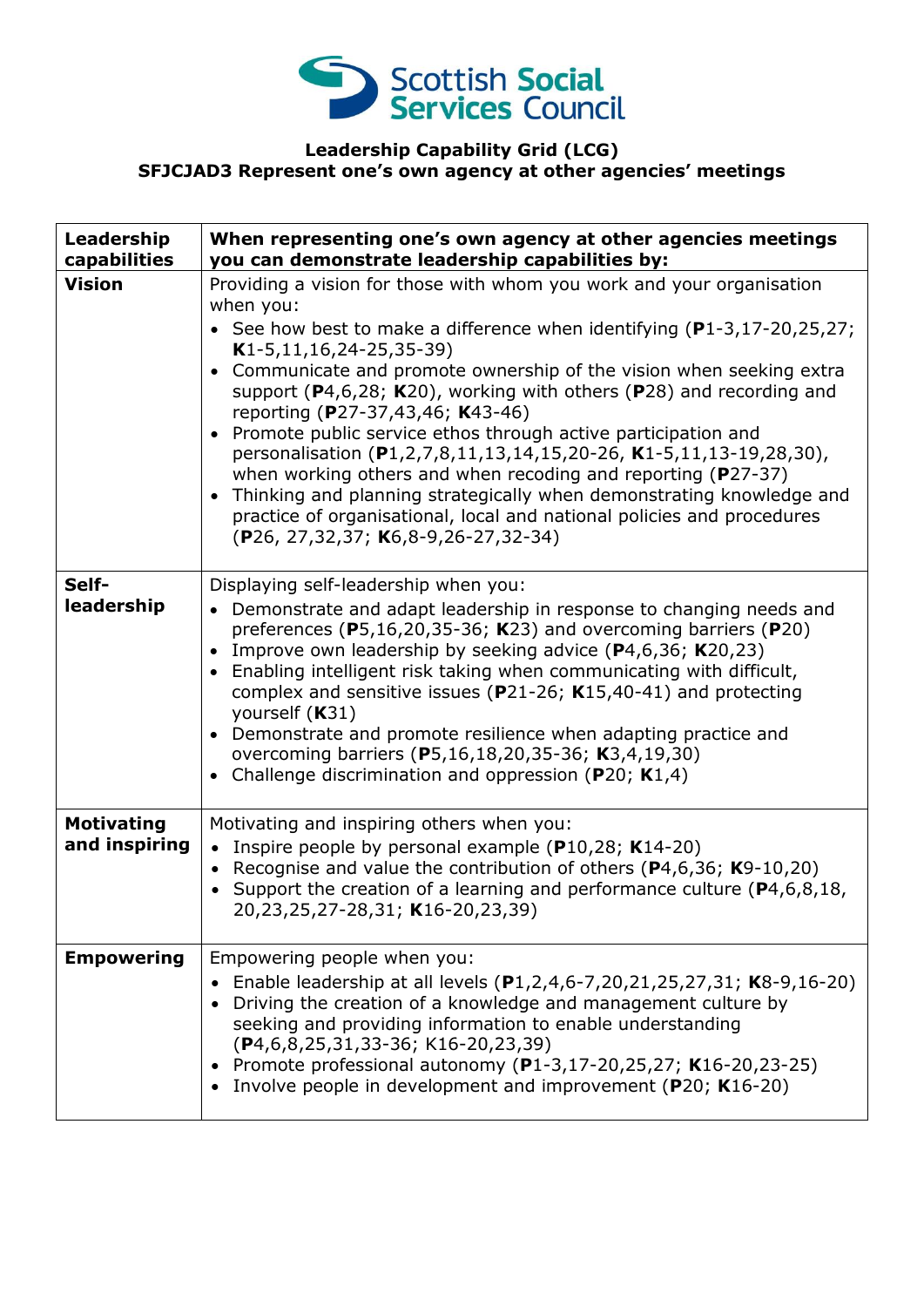Scottish Social Services Council

**Leadership Capability Grid (LCG)**
**SFJCJAD3 Represent one's own agency at other agencies' meetings**

| Leadership capabilities | When representing one's own agency at other agencies meetings you can demonstrate leadership capabilities by: |
|---|---|
| **Vision** | Providing a vision for those with whom you work and your organisation when you: <br>• See how best to make a difference when identifying (**P**1-3,17-20,25,27; **K**1-5,11,16,24-25,35-39) <br>• Communicate and promote ownership of the vision when seeking extra support (**P**4,6,28; **K**20), working with others (**P**28) and recording and reporting (**P**27-37,43,46; **K**43-46) <br>• Promote public service ethos through active participation and personalisation (**P**1,2,7,8,11,13,14,15,20-26, **K**1-5,11,13-19,28,30), when working others and when recoding and reporting (**P**27-37) <br>• Thinking and planning strategically when demonstrating knowledge and practice of organisational, local and national policies and procedures (**P**26, 27,32,37; **K**6,8-9,26-27,32-34) |
| **Self-leadership** | Displaying self-leadership when you: <br>• Demonstrate and adapt leadership in response to changing needs and preferences (**P**5,16,20,35-36; **K**23) and overcoming barriers (**P**20) <br>• Improve own leadership by seeking advice (**P**4,6,36; **K**20,23) <br>• Enabling intelligent risk taking when communicating with difficult, complex and sensitive issues (**P**21-26; **K**15,40-41) and protecting yourself (**K**31) <br>• Demonstrate and promote resilience when adapting practice and overcoming barriers (**P**5,16,18,20,35-36; **K**3,4,19,30) <br>• Challenge discrimination and oppression (**P**20; **K**1,4) |
| **Motivating and inspiring** | Motivating and inspiring others when you: <br>• Inspire people by personal example (**P**10,28; **K**14-20) <br>• Recognise and value the contribution of others (**P**4,6,36; **K**9-10,20) <br>• Support the creation of a learning and performance culture (**P**4,6,8,18, 20,23,25,27-28,31; **K**16-20,23,39) |
| **Empowering** | Empowering people when you: <br>• Enable leadership at all levels (**P**1,2,4,6-7,20,21,25,27,31; **K**8-9,16-20) <br>• Driving the creation of a knowledge and management culture by seeking and providing information to enable understanding (**P**4,6,8,25,31,33-36; K16-20,23,39) <br>• Promote professional autonomy (**P**1-3,17-20,25,27; **K**16-20,23-25) <br>• Involve people in development and improvement (**P**20; **K**16-20) |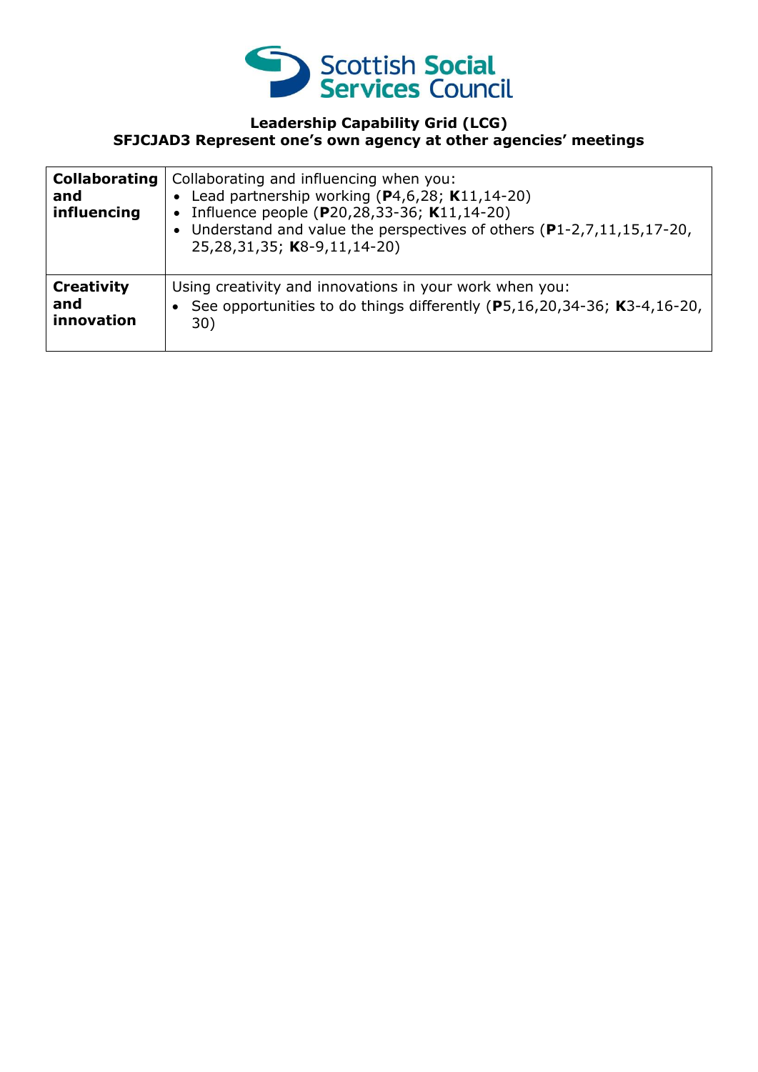Scottish Social Services Council

**Leadership Capability Grid (LCG)**
**SFJCJAD3 Represent one's own agency at other agencies' meetings**

| | |
|---|---|
| **Collaborating and influencing** | Collaborating and influencing when you:<br>• Lead partnership working (**P**4,6,28; **K**11,14-20)<br>• Influence people (**P**20,28,33-36; **K**11,14-20)<br>• Understand and value the perspectives of others (**P**1-2,7,11,15,17-20, 25,28,31,35; **K**8-9,11,14-20) |
| **Creativity and innovation** | Using creativity and innovations in your work when you:<br>• See opportunities to do things differently (**P**5,16,20,34-36; **K**3-4,16-20, 30) |